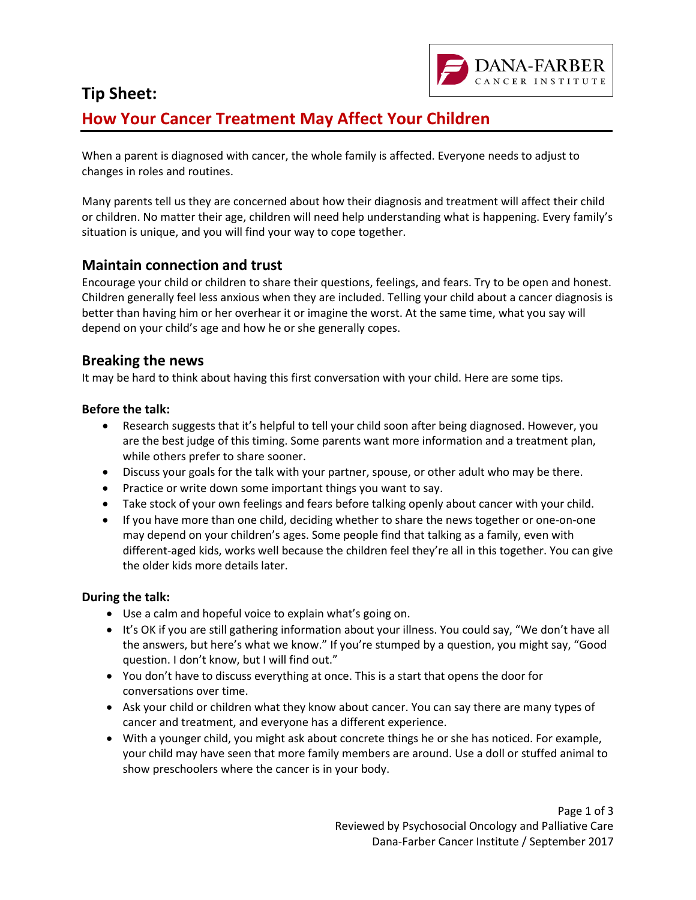# Tip Sheet:

## How Your Cancer Treatment May Affect Your Children

When a parent is diagnosed with cancer, the whole family is affected. Everyone needs to adjust to changes in roles and routines.

Many parents tell us they are concerned about how their diagnosis and treatment will affect their child or children. No matter their age, children will need help understanding what is happening. Every family's situation is unique, and you will find your way to cope together.

### Maintain connection and trust

Encourage your child or children to share their questions, feelings, and fears. Try to be open and honest. Children generally feel less anxious when they are included. Telling your child about a cancer diagnosis is better than having him or her overhear it or imagine the worst. At the same time, what you say will depend on your child's age and how he or she generally copes.

### Breaking the news

It may be hard to think about having this first conversation with your child. Here are some tips.

**Before the talk:**

- Research suggests that it's helpful to tell your child soon after being diagnosed. However, you are the best judge of this timing. Some parents want more information and a treatment plan, while others prefer to share sooner.
- Discuss your goals for the talk with your partner, spouse, or other adult who may be there.
- Practice or write down some important things you want to say.
- Take stock of your own feelings and fears before talking openly about cancer with your child.
- If you have more than one child, deciding whether to share the news together or one-on-one may depend on your children's ages. Some people find that talking as a family, even with different-aged kids, works well because the children feel they're all in this together. You can give the older kids more details later.

**During the talk:**

- Use a calm and hopeful voice to explain what's going on.
- It's OK if you are still gathering information about your illness. You could say, "We don't have all the answers, but here's what we know." If you're stumped by a question, you might say, "Good question. I don't know, but I will find out."
- You don't have to discuss everything at once. This is a start that opens the door for conversations over time.
- Ask your child or children what they know about cancer. You can say there are many types of cancer and treatment, and everyone has a different experience.
- With a younger child, you might ask about concrete things he or she has noticed. For example, your child may have seen that more family members are around. Use a doll or stuffed animal to show preschoolers where the cancer is in your body.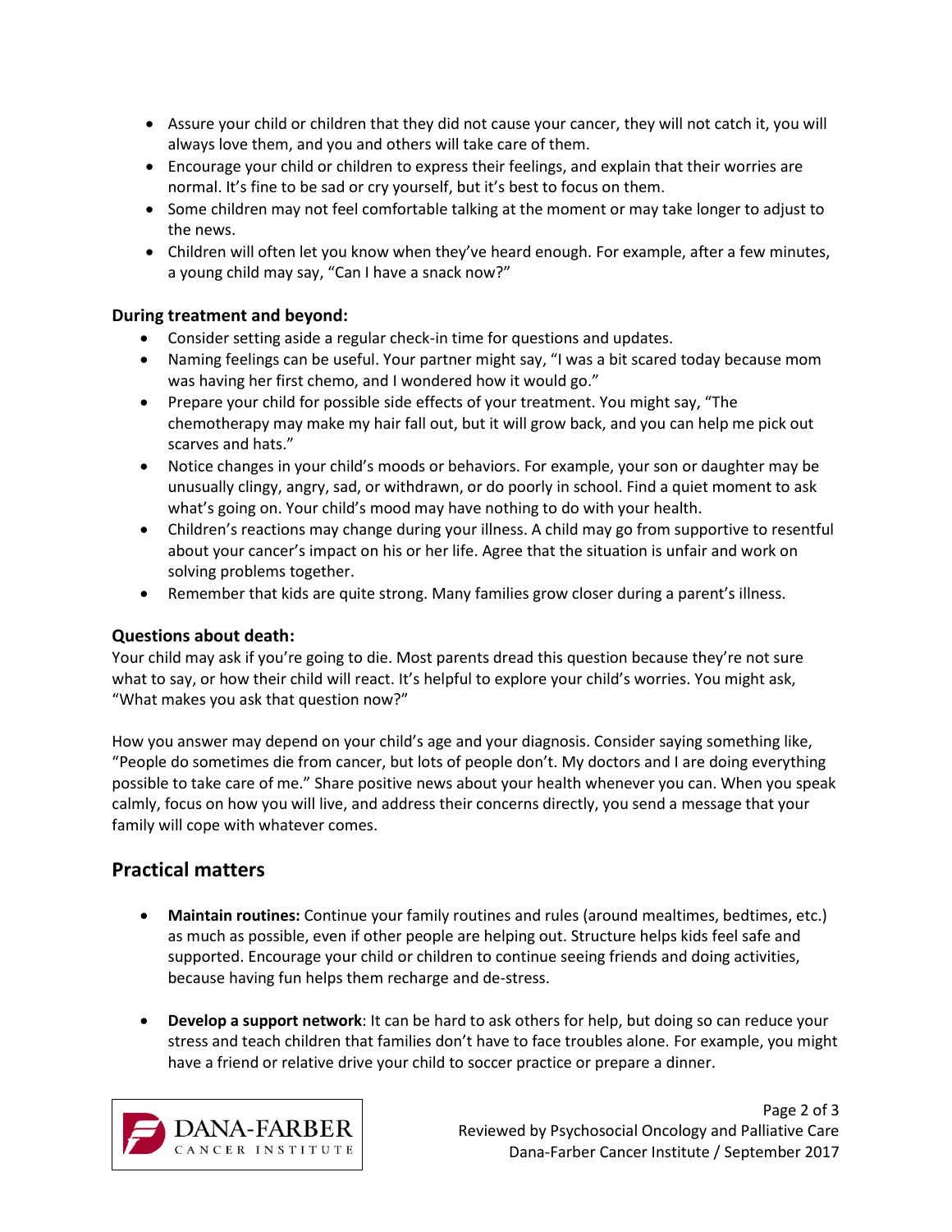- Assure your child or children that they did not cause your cancer, they will not catch it, you will always love them, and you and others will take care of them.
- Encourage your child or children to express their feelings, and explain that their worries are normal. It's fine to be sad or cry yourself, but it's best to focus on them.
- Some children may not feel comfortable talking at the moment or may take longer to adjust to the news.
- Children will often let you know when they've heard enough. For example, after a few minutes, a young child may say, "Can I have a snack now?"

### During treatment and beyond:

- Consider setting aside a regular check-in time for questions and updates.
- Naming feelings can be useful. Your partner might say, "I was a bit scared today because mom was having her first chemo, and I wondered how it would go."
- Prepare your child for possible side effects of your treatment. You might say, "The chemotherapy may make my hair fall out, but it will grow back, and you can help me pick out scarves and hats."
- Notice changes in your child's moods or behaviors. For example, your son or daughter may be unusually clingy, angry, sad, or withdrawn, or do poorly in school. Find a quiet moment to ask what's going on. Your child's mood may have nothing to do with your health.
- Children's reactions may change during your illness. A child may go from supportive to resentful about your cancer's impact on his or her life. Agree that the situation is unfair and work on solving problems together.
- Remember that kids are quite strong. Many families grow closer during a parent's illness.

### Questions about death:

Your child may ask if you're going to die. Most parents dread this question because they're not sure what to say, or how their child will react. It's helpful to explore your child's worries. You might ask, "What makes you ask that question now?"

How you answer may depend on your child's age and your diagnosis. Consider saying something like, "People do sometimes die from cancer, but lots of people don't. My doctors and I are doing everything possible to take care of me." Share positive news about your health whenever you can. When you speak calmly, focus on how you will live, and address their concerns directly, you send a message that your family will cope with whatever comes.

## Practical matters

- **Maintain routines:** Continue your family routines and rules (around mealtimes, bedtimes, etc.) as much as possible, even if other people are helping out. Structure helps kids feel safe and supported. Encourage your child or children to continue seeing friends and doing activities, because having fun helps them recharge and de-stress.

- **Develop a support network**: It can be hard to ask others for help, but doing so can reduce your stress and teach children that families don't have to face troubles alone. For example, you might have a friend or relative drive your child to soccer practice or prepare a dinner.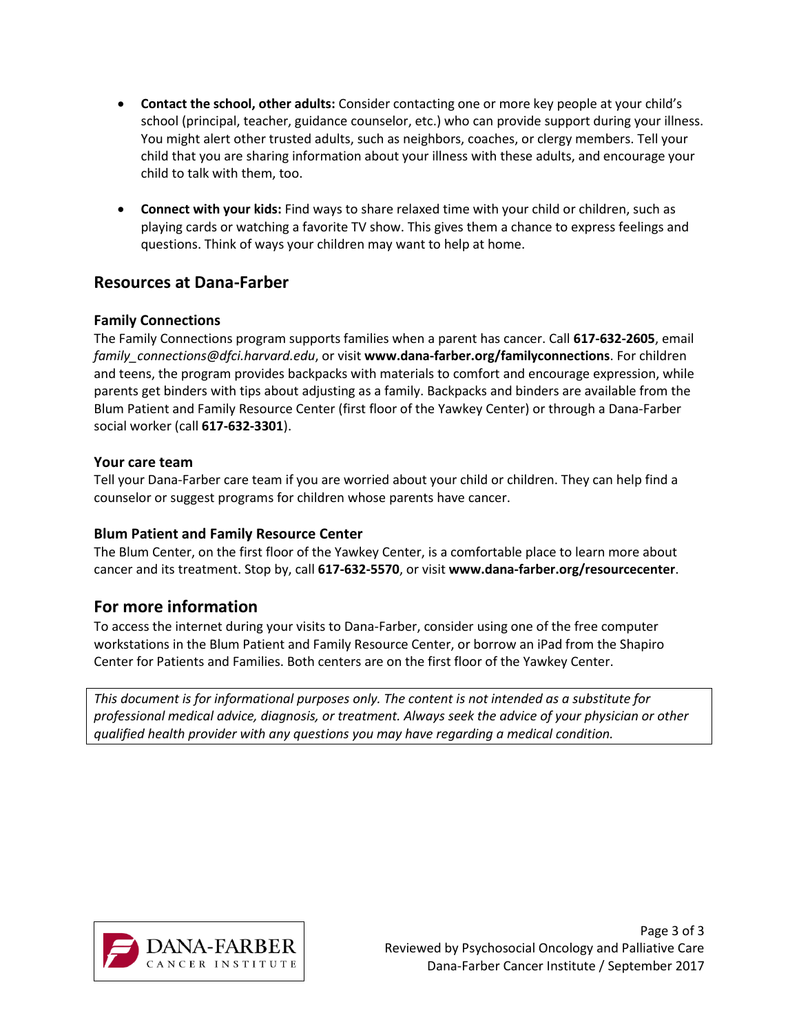- **Contact the school, other adults:** Consider contacting one or more key people at your child's school (principal, teacher, guidance counselor, etc.) who can provide support during your illness. You might alert other trusted adults, such as neighbors, coaches, or clergy members. Tell your child that you are sharing information about your illness with these adults, and encourage your child to talk with them, too.

- **Connect with your kids:** Find ways to share relaxed time with your child or children, such as playing cards or watching a favorite TV show. This gives them a chance to express feelings and questions. Think of ways your children may want to help at home.

## Resources at Dana-Farber

### Family Connections

The Family Connections program supports families when a parent has cancer. Call **617-632-2605**, email *family_connections@dfci.harvard.edu*, or visit **www.dana-farber.org/familyconnections**. For children and teens, the program provides backpacks with materials to comfort and encourage expression, while parents get binders with tips about adjusting as a family. Backpacks and binders are available from the Blum Patient and Family Resource Center (first floor of the Yawkey Center) or through a Dana-Farber social worker (call **617-632-3301**).

### Your care team

Tell your Dana-Farber care team if you are worried about your child or children. They can help find a counselor or suggest programs for children whose parents have cancer.

### Blum Patient and Family Resource Center

The Blum Center, on the first floor of the Yawkey Center, is a comfortable place to learn more about cancer and its treatment. Stop by, call **617-632-5570**, or visit **www.dana-farber.org/resourcecenter**.

## For more information

To access the internet during your visits to Dana-Farber, consider using one of the free computer workstations in the Blum Patient and Family Resource Center, or borrow an iPad from the Shapiro Center for Patients and Families. Both centers are on the first floor of the Yawkey Center.

*This document is for informational purposes only. The content is not intended as a substitute for professional medical advice, diagnosis, or treatment. Always seek the advice of your physician or other qualified health provider with any questions you may have regarding a medical condition.*

DANA-FARBER CANCER INSTITUTE

Reviewed by Psychosocial Oncology and Palliative Care
Dana-Farber Cancer Institute / September 2017